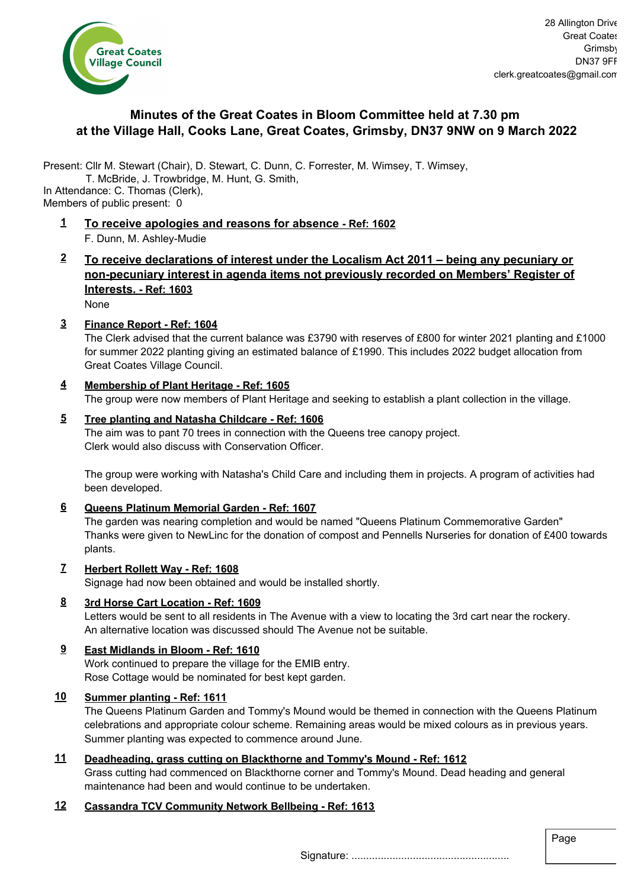Great Coates Village Council

28 Allington Drive
Great Coates
Grimsby
DN37 9FF
clerk.greatcoates@gmail.com

# Minutes of the Great Coates in Bloom Committee held at 7.30 pm at the Village Hall, Cooks Lane, Great Coates, Grimsby, DN37 9NW on 9 March 2022

Present: Cllr M. Stewart (Chair), D. Stewart, C. Dunn, C. Forrester, M. Wimsey, T. Wimsey, T. McBride, J. Trowbridge, M. Hunt, G. Smith,
In Attendance: C. Thomas (Clerk),
Members of public present: 0

**1 To receive apologies and reasons for absence - Ref: 1602**
F. Dunn, M. Ashley-Mudie

**2 To receive declarations of interest under the Localism Act 2011 – being any pecuniary or non-pecuniary interest in agenda items not previously recorded on Members' Register of Interests. - Ref: 1603**
None

**3 Finance Report - Ref: 1604**
The Clerk advised that the current balance was £3790 with reserves of £800 for winter 2021 planting and £1000 for summer 2022 planting giving an estimated balance of £1990. This includes 2022 budget allocation from Great Coates Village Council.

**4 Membership of Plant Heritage - Ref: 1605**
The group were now members of Plant Heritage and seeking to establish a plant collection in the village.

**5 Tree planting and Natasha Childcare - Ref: 1606**
The aim was to pant 70 trees in connection with the Queens tree canopy project.
Clerk would also discuss with Conservation Officer.

The group were working with Natasha's Child Care and including them in projects. A program of activities had been developed.

**6 Queens Platinum Memorial Garden - Ref: 1607**
The garden was nearing completion and would be named "Queens Platinum Commemorative Garden"
Thanks were given to NewLinc for the donation of compost and Pennells Nurseries for donation of £400 towards plants.

**7 Herbert Rollett Way - Ref: 1608**
Signage had now been obtained and would be installed shortly.

**8 3rd Horse Cart Location - Ref: 1609**
Letters would be sent to all residents in The Avenue with a view to locating the 3rd cart near the rockery.
An alternative location was discussed should The Avenue not be suitable.

**9 East Midlands in Bloom - Ref: 1610**
Work continued to prepare the village for the EMIB entry.
Rose Cottage would be nominated for best kept garden.

**10 Summer planting - Ref: 1611**
The Queens Platinum Garden and Tommy's Mound would be themed in connection with the Queens Platinum celebrations and appropriate colour scheme. Remaining areas would be mixed colours as in previous years.
Summer planting was expected to commence around June.

**11 Deadheading, grass cutting on Blackthorne and Tommy's Mound - Ref: 1612**
Grass cutting had commenced on Blackthorne corner and Tommy's Mound. Dead heading and general maintenance had been and would continue to be undertaken.

**12 Cassandra TCV Community Network Bellbeing - Ref: 1613**

Signature: ......................................................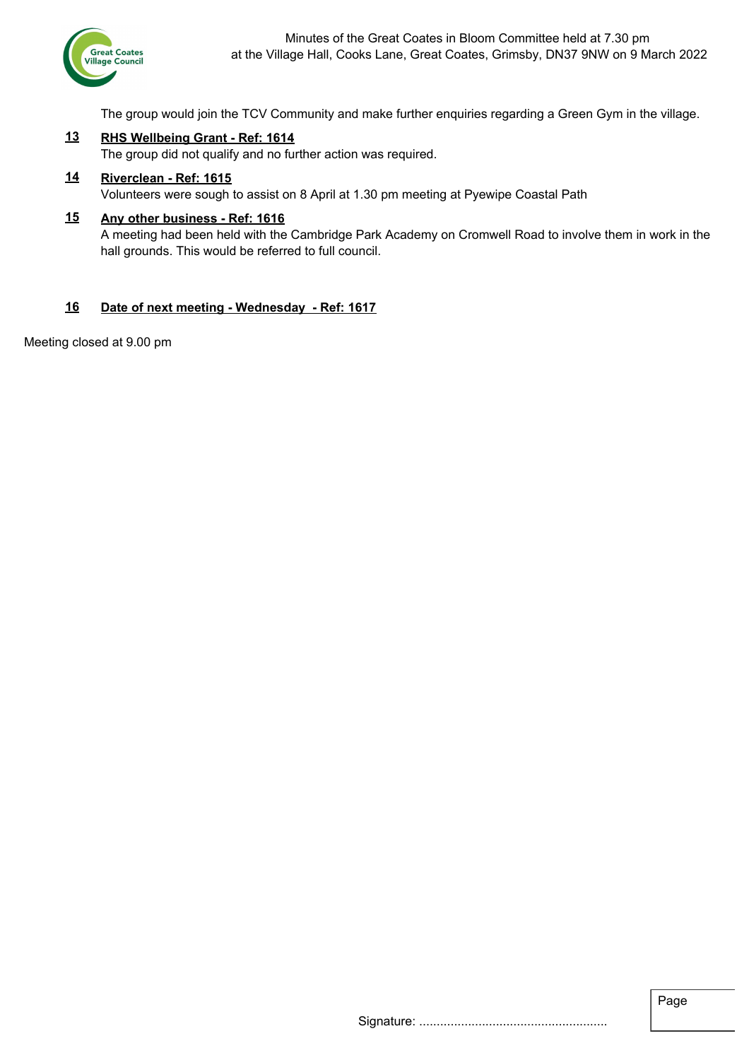The group would join the TCV Community and make further enquiries regarding a Green Gym in the village.

**13 RHS Wellbeing Grant - Ref: 1614**

The group did not qualify and no further action was required.

**14 Riverclean - Ref: 1615**

Volunteers were sough to assist on 8 April at 1.30 pm meeting at Pyewipe Coastal Path

**15 Any other business - Ref: 1616**

A meeting had been held with the Cambridge Park Academy on Cromwell Road to involve them in work in the hall grounds. This would be referred to full council.

**16 Date of next meeting - Wednesday - Ref: 1617**

Meeting closed at 9.00 pm

Signature: ......................................................